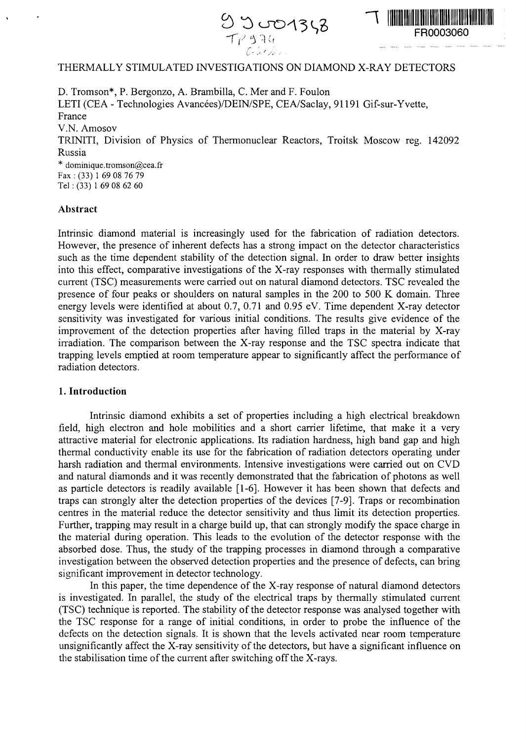# THERMALLY STIMULATED INVESTIGATIONS ON DIAMOND X-RAY DETECTORS

D. Tromson*, P. Bergonzo, A. Brambilla, C. Mer and F. Foulon

LETI (CEA - Technologies Avancées)/DEIN/SPE, CEA/Saclay, 91191 Gif-sur-Yvette, France

V.N. Amosov

TRINITI, Division of Physics of Thermonuclear Reactors, Troitsk Moscow reg. 142092 Russia

* dominique.tromson@cea.fr
Fax : (33) 1 69 08 76 79
Tel : (33) 1 69 08 62 60

## Abstract

Intrinsic diamond material is increasingly used for the fabrication of radiation detectors. However, the presence of inherent defects has a strong impact on the detector characteristics such as the time dependent stability of the detection signal. In order to draw better insights into this effect, comparative investigations of the X-ray responses with thermally stimulated current (TSC) measurements were carried out on natural diamond detectors. TSC revealed the presence of four peaks or shoulders on natural samples in the 200 to 500 K domain. Three energy levels were identified at about 0.7, 0.71 and 0.95 eV. Time dependent X-ray detector sensitivity was investigated for various initial conditions. The results give evidence of the improvement of the detection properties after having filled traps in the material by X-ray irradiation. The comparison between the X-ray response and the TSC spectra indicate that trapping levels emptied at room temperature appear to significantly affect the performance of radiation detectors.

## 1. Introduction

Intrinsic diamond exhibits a set of properties including a high electrical breakdown field, high electron and hole mobilities and a short carrier lifetime, that make it a very attractive material for electronic applications. Its radiation hardness, high band gap and high thermal conductivity enable its use for the fabrication of radiation detectors operating under harsh radiation and thermal environments. Intensive investigations were carried out on CVD and natural diamonds and it was recently demonstrated that the fabrication of photons as well as particle detectors is readily available [1-6]. However it has been shown that defects and traps can strongly alter the detection properties of the devices [7-9]. Traps or recombination centres in the material reduce the detector sensitivity and thus limit its detection properties. Further, trapping may result in a charge build up, that can strongly modify the space charge in the material during operation. This leads to the evolution of the detector response with the absorbed dose. Thus, the study of the trapping processes in diamond through a comparative investigation between the observed detection properties and the presence of defects, can bring significant improvement in detector technology.

In this paper, the time dependence of the X-ray response of natural diamond detectors is investigated. In parallel, the study of the electrical traps by thermally stimulated current (TSC) technique is reported. The stability of the detector response was analysed together with the TSC response for a range of initial conditions, in order to probe the influence of the defects on the detection signals. It is shown that the levels activated near room temperature unsignificantly affect the X-ray sensitivity of the detectors, but have a significant influence on the stabilisation time of the current after switching off the X-rays.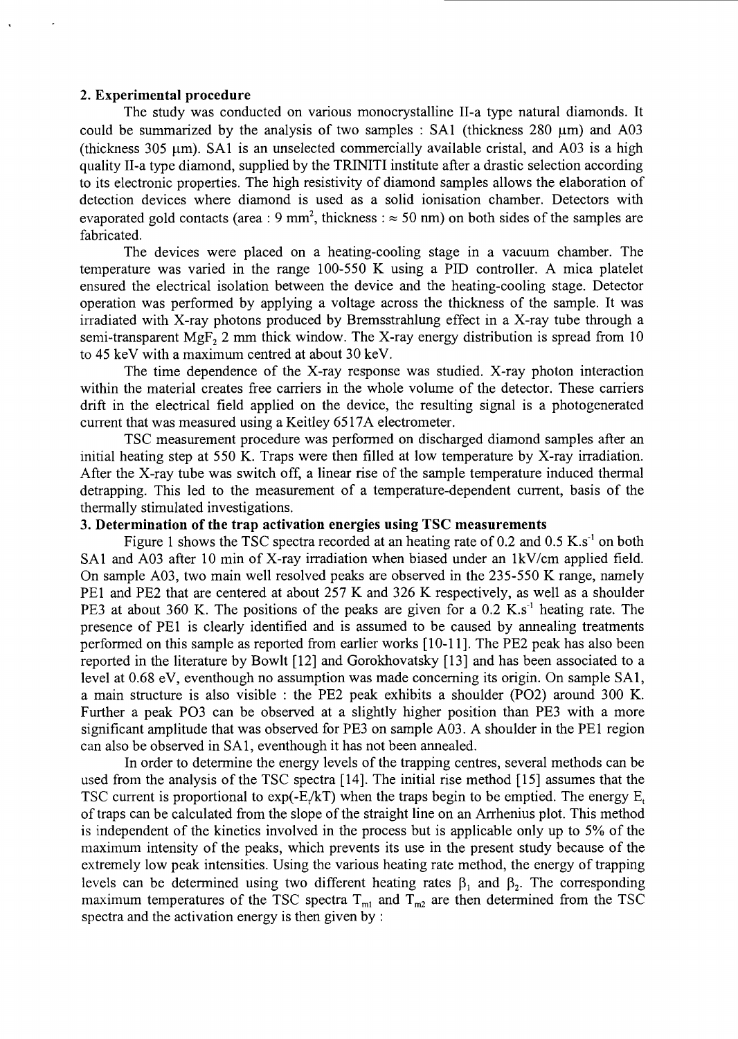## 2. Experimental procedure

The study was conducted on various monocrystalline II-a type natural diamonds. It could be summarized by the analysis of two samples : SA1 (thickness 280 μm) and A03 (thickness 305 μm). SA1 is an unselected commercially available cristal, and A03 is a high quality II-a type diamond, supplied by the TRINITI institute after a drastic selection according to its electronic properties. The high resistivity of diamond samples allows the elaboration of detection devices where diamond is used as a solid ionisation chamber. Detectors with evaporated gold contacts (area : 9 mm$^2$, thickness : ≈ 50 nm) on both sides of the samples are fabricated.

The devices were placed on a heating-cooling stage in a vacuum chamber. The temperature was varied in the range 100-550 K using a PID controller. A mica platelet ensured the electrical isolation between the device and the heating-cooling stage. Detector operation was performed by applying a voltage across the thickness of the sample. It was irradiated with X-ray photons produced by Bremsstrahlung effect in a X-ray tube through a semi-transparent $MgF_2$ 2 mm thick window. The X-ray energy distribution is spread from 10 to 45 keV with a maximum centred at about 30 keV.

The time dependence of the X-ray response was studied. X-ray photon interaction within the material creates free carriers in the whole volume of the detector. These carriers drift in the electrical field applied on the device, the resulting signal is a photogenerated current that was measured using a Keitley 6517A electrometer.

TSC measurement procedure was performed on discharged diamond samples after an initial heating step at 550 K. Traps were then filled at low temperature by X-ray irradiation. After the X-ray tube was switch off, a linear rise of the sample temperature induced thermal detrapping. This led to the measurement of a temperature-dependent current, basis of the thermally stimulated investigations.

## 3. Determination of the trap activation energies using TSC measurements

Figure 1 shows the TSC spectra recorded at an heating rate of 0.2 and 0.5 K.s$^{-1}$ on both SA1 and A03 after 10 min of X-ray irradiation when biased under an 1kV/cm applied field. On sample A03, two main well resolved peaks are observed in the 235-550 K range, namely PE1 and PE2 that are centered at about 257 K and 326 K respectively, as well as a shoulder PE3 at about 360 K. The positions of the peaks are given for a 0.2 K.s$^{-1}$ heating rate. The presence of PE1 is clearly identified and is assumed to be caused by annealing treatments performed on this sample as reported from earlier works [10-11]. The PE2 peak has also been reported in the literature by Bowlt [12] and Gorokhovatsky [13] and has been associated to a level at 0.68 eV, eventhough no assumption was made concerning its origin. On sample SA1, a main structure is also visible : the PE2 peak exhibits a shoulder (PO2) around 300 K. Further a peak PO3 can be observed at a slightly higher position than PE3 with a more significant amplitude that was observed for PE3 on sample A03. A shoulder in the PE1 region can also be observed in SA1, eventhough it has not been annealed.

In order to determine the energy levels of the trapping centres, several methods can be used from the analysis of the TSC spectra [14]. The initial rise method [15] assumes that the TSC current is proportional to $\exp(-E_t/kT)$ when the traps begin to be emptied. The energy $E_t$ of traps can be calculated from the slope of the straight line on an Arrhenius plot. This method is independent of the kinetics involved in the process but is applicable only up to 5% of the maximum intensity of the peaks, which prevents its use in the present study because of the extremely low peak intensities. Using the various heating rate method, the energy of trapping levels can be determined using two different heating rates $\beta_1$ and $\beta_2$. The corresponding maximum temperatures of the TSC spectra $T_{m1}$ and $T_{m2}$ are then determined from the TSC spectra and the activation energy is then given by :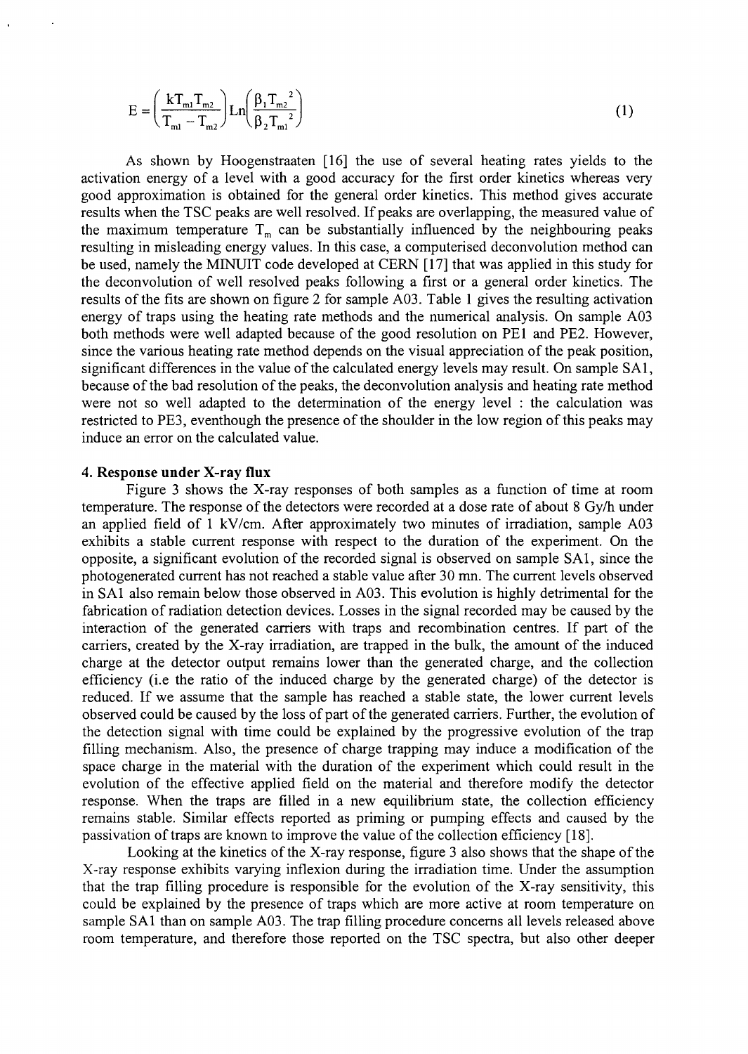$$E = \left(\frac{kT_{m1}T_{m2}}{T_{m1} - T_{m2}}\right) Ln\left(\frac{\beta_1 T_{m2}^{\ 2}}{\beta_2 T_{m1}^{\ 2}}\right) \tag{1}$$

As shown by Hoogenstraaten [16] the use of several heating rates yields to the activation energy of a level with a good accuracy for the first order kinetics whereas very good approximation is obtained for the general order kinetics. This method gives accurate results when the TSC peaks are well resolved. If peaks are overlapping, the measured value of the maximum temperature $T_m$ can be substantially influenced by the neighbouring peaks resulting in misleading energy values. In this case, a computerised deconvolution method can be used, namely the MINUIT code developed at CERN [17] that was applied in this study for the deconvolution of well resolved peaks following a first or a general order kinetics. The results of the fits are shown on figure 2 for sample A03. Table 1 gives the resulting activation energy of traps using the heating rate methods and the numerical analysis. On sample A03 both methods were well adapted because of the good resolution on PE1 and PE2. However, since the various heating rate method depends on the visual appreciation of the peak position, significant differences in the value of the calculated energy levels may result. On sample SA1, because of the bad resolution of the peaks, the deconvolution analysis and heating rate method were not so well adapted to the determination of the energy level : the calculation was restricted to PE3, eventhough the presence of the shoulder in the low region of this peaks may induce an error on the calculated value.

## 4. Response under X-ray flux

Figure 3 shows the X-ray responses of both samples as a function of time at room temperature. The response of the detectors were recorded at a dose rate of about 8 Gy/h under an applied field of 1 kV/cm. After approximately two minutes of irradiation, sample A03 exhibits a stable current response with respect to the duration of the experiment. On the opposite, a significant evolution of the recorded signal is observed on sample SA1, since the photogenerated current has not reached a stable value after 30 mn. The current levels observed in SA1 also remain below those observed in A03. This evolution is highly detrimental for the fabrication of radiation detection devices. Losses in the signal recorded may be caused by the interaction of the generated carriers with traps and recombination centres. If part of the carriers, created by the X-ray irradiation, are trapped in the bulk, the amount of the induced charge at the detector output remains lower than the generated charge, and the collection efficiency (i.e the ratio of the induced charge by the generated charge) of the detector is reduced. If we assume that the sample has reached a stable state, the lower current levels observed could be caused by the loss of part of the generated carriers. Further, the evolution of the detection signal with time could be explained by the progressive evolution of the trap filling mechanism. Also, the presence of charge trapping may induce a modification of the space charge in the material with the duration of the experiment which could result in the evolution of the effective applied field on the material and therefore modify the detector response. When the traps are filled in a new equilibrium state, the collection efficiency remains stable. Similar effects reported as priming or pumping effects and caused by the passivation of traps are known to improve the value of the collection efficiency [18].

Looking at the kinetics of the X-ray response, figure 3 also shows that the shape of the X-ray response exhibits varying inflexion during the irradiation time. Under the assumption that the trap filling procedure is responsible for the evolution of the X-ray sensitivity, this could be explained by the presence of traps which are more active at room temperature on sample SA1 than on sample A03. The trap filling procedure concerns all levels released above room temperature, and therefore those reported on the TSC spectra, but also other deeper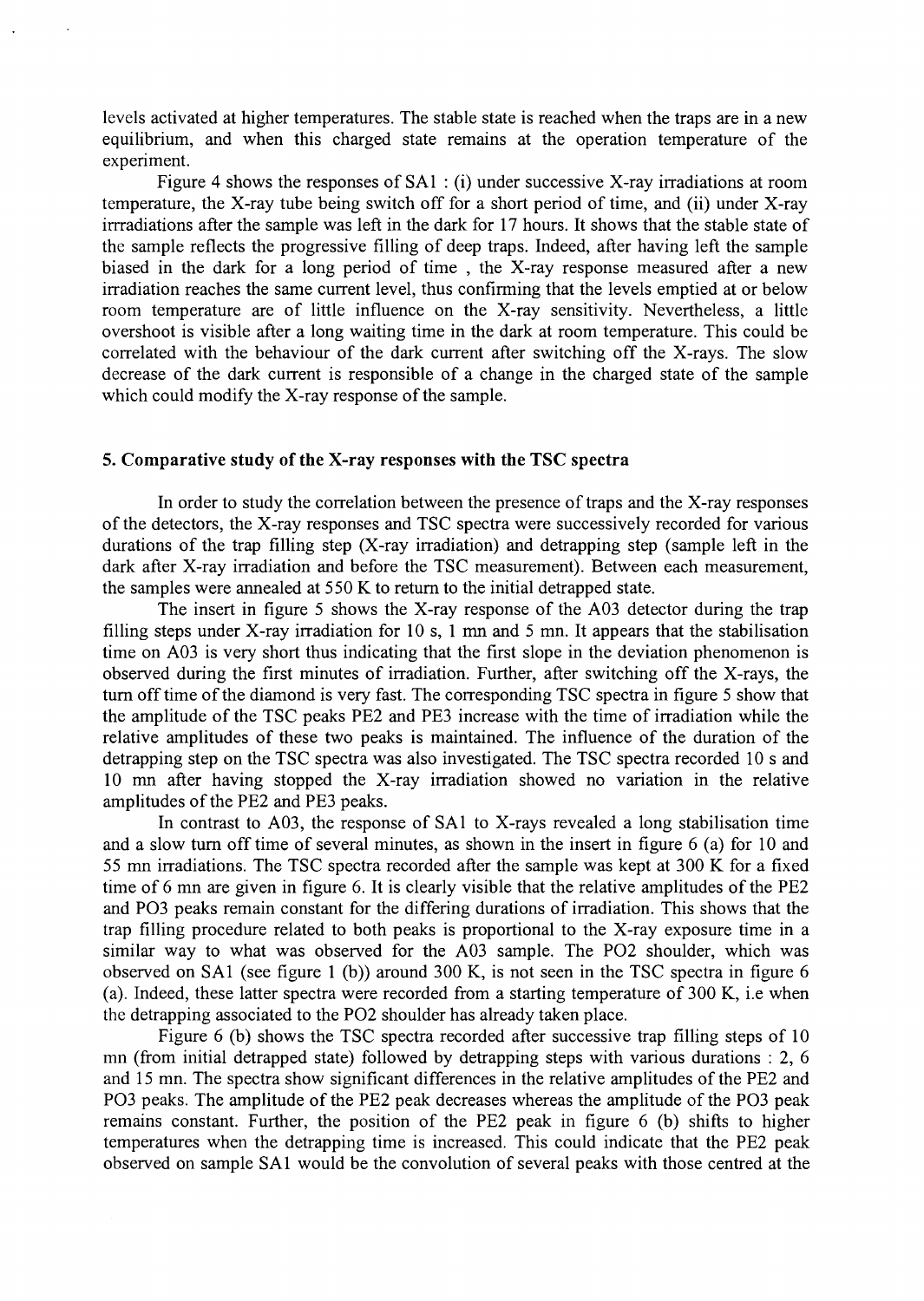levels activated at higher temperatures. The stable state is reached when the traps are in a new equilibrium, and when this charged state remains at the operation temperature of the experiment.

Figure 4 shows the responses of SA1 : (i) under successive X-ray irradiations at room temperature, the X-ray tube being switch off for a short period of time, and (ii) under X-ray irrradiations after the sample was left in the dark for 17 hours. It shows that the stable state of the sample reflects the progressive filling of deep traps. Indeed, after having left the sample biased in the dark for a long period of time , the X-ray response measured after a new irradiation reaches the same current level, thus confirming that the levels emptied at or below room temperature are of little influence on the X-ray sensitivity. Nevertheless, a little overshoot is visible after a long waiting time in the dark at room temperature. This could be correlated with the behaviour of the dark current after switching off the X-rays. The slow decrease of the dark current is responsible of a change in the charged state of the sample which could modify the X-ray response of the sample.

## 5. Comparative study of the X-ray responses with the TSC spectra

In order to study the correlation between the presence of traps and the X-ray responses of the detectors, the X-ray responses and TSC spectra were successively recorded for various durations of the trap filling step (X-ray irradiation) and detrapping step (sample left in the dark after X-ray irradiation and before the TSC measurement). Between each measurement, the samples were annealed at 550 K to return to the initial detrapped state.

The insert in figure 5 shows the X-ray response of the A03 detector during the trap filling steps under X-ray irradiation for 10 s, 1 mn and 5 mn. It appears that the stabilisation time on A03 is very short thus indicating that the first slope in the deviation phenomenon is observed during the first minutes of irradiation. Further, after switching off the X-rays, the turn off time of the diamond is very fast. The corresponding TSC spectra in figure 5 show that the amplitude of the TSC peaks PE2 and PE3 increase with the time of irradiation while the relative amplitudes of these two peaks is maintained. The influence of the duration of the detrapping step on the TSC spectra was also investigated. The TSC spectra recorded 10 s and 10 mn after having stopped the X-ray irradiation showed no variation in the relative amplitudes of the PE2 and PE3 peaks.

In contrast to A03, the response of SA1 to X-rays revealed a long stabilisation time and a slow turn off time of several minutes, as shown in the insert in figure 6 (a) for 10 and 55 mn irradiations. The TSC spectra recorded after the sample was kept at 300 K for a fixed time of 6 mn are given in figure 6. It is clearly visible that the relative amplitudes of the PE2 and PO3 peaks remain constant for the differing durations of irradiation. This shows that the trap filling procedure related to both peaks is proportional to the X-ray exposure time in a similar way to what was observed for the A03 sample. The PO2 shoulder, which was observed on SA1 (see figure 1 (b)) around 300 K, is not seen in the TSC spectra in figure 6 (a). Indeed, these latter spectra were recorded from a starting temperature of 300 K, i.e when the detrapping associated to the PO2 shoulder has already taken place.

Figure 6 (b) shows the TSC spectra recorded after successive trap filling steps of 10 mn (from initial detrapped state) followed by detrapping steps with various durations : 2, 6 and 15 mn. The spectra show significant differences in the relative amplitudes of the PE2 and PO3 peaks. The amplitude of the PE2 peak decreases whereas the amplitude of the PO3 peak remains constant. Further, the position of the PE2 peak in figure 6 (b) shifts to higher temperatures when the detrapping time is increased. This could indicate that the PE2 peak observed on sample SA1 would be the convolution of several peaks with those centred at the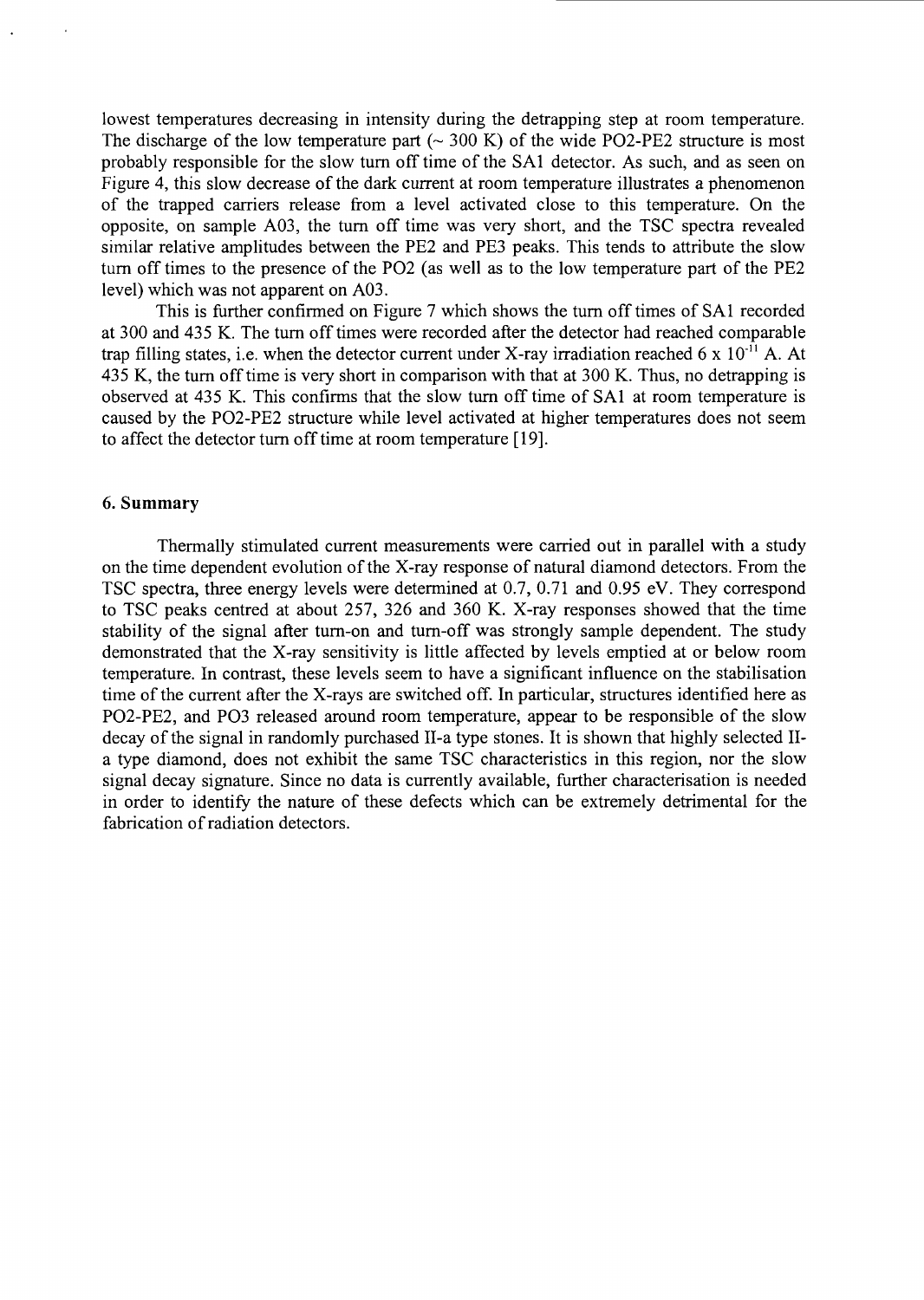lowest temperatures decreasing in intensity during the detrapping step at room temperature. The discharge of the low temperature part (~ 300 K) of the wide PO2-PE2 structure is most probably responsible for the slow turn off time of the SA1 detector. As such, and as seen on Figure 4, this slow decrease of the dark current at room temperature illustrates a phenomenon of the trapped carriers release from a level activated close to this temperature. On the opposite, on sample A03, the turn off time was very short, and the TSC spectra revealed similar relative amplitudes between the PE2 and PE3 peaks. This tends to attribute the slow turn off times to the presence of the PO2 (as well as to the low temperature part of the PE2 level) which was not apparent on A03.

This is further confirmed on Figure 7 which shows the turn off times of SA1 recorded at 300 and 435 K. The turn off times were recorded after the detector had reached comparable trap filling states, i.e. when the detector current under X-ray irradiation reached $6 \times 10^{-11}$ A. At 435 K, the turn off time is very short in comparison with that at 300 K. Thus, no detrapping is observed at 435 K. This confirms that the slow turn off time of SA1 at room temperature is caused by the PO2-PE2 structure while level activated at higher temperatures does not seem to affect the detector turn off time at room temperature [19].

## 6. Summary

Thermally stimulated current measurements were carried out in parallel with a study on the time dependent evolution of the X-ray response of natural diamond detectors. From the TSC spectra, three energy levels were determined at 0.7, 0.71 and 0.95 eV. They correspond to TSC peaks centred at about 257, 326 and 360 K. X-ray responses showed that the time stability of the signal after turn-on and turn-off was strongly sample dependent. The study demonstrated that the X-ray sensitivity is little affected by levels emptied at or below room temperature. In contrast, these levels seem to have a significant influence on the stabilisation time of the current after the X-rays are switched off. In particular, structures identified here as PO2-PE2, and PO3 released around room temperature, appear to be responsible of the slow decay of the signal in randomly purchased II-a type stones. It is shown that highly selected II-a type diamond, does not exhibit the same TSC characteristics in this region, nor the slow signal decay signature. Since no data is currently available, further characterisation is needed in order to identify the nature of these defects which can be extremely detrimental for the fabrication of radiation detectors.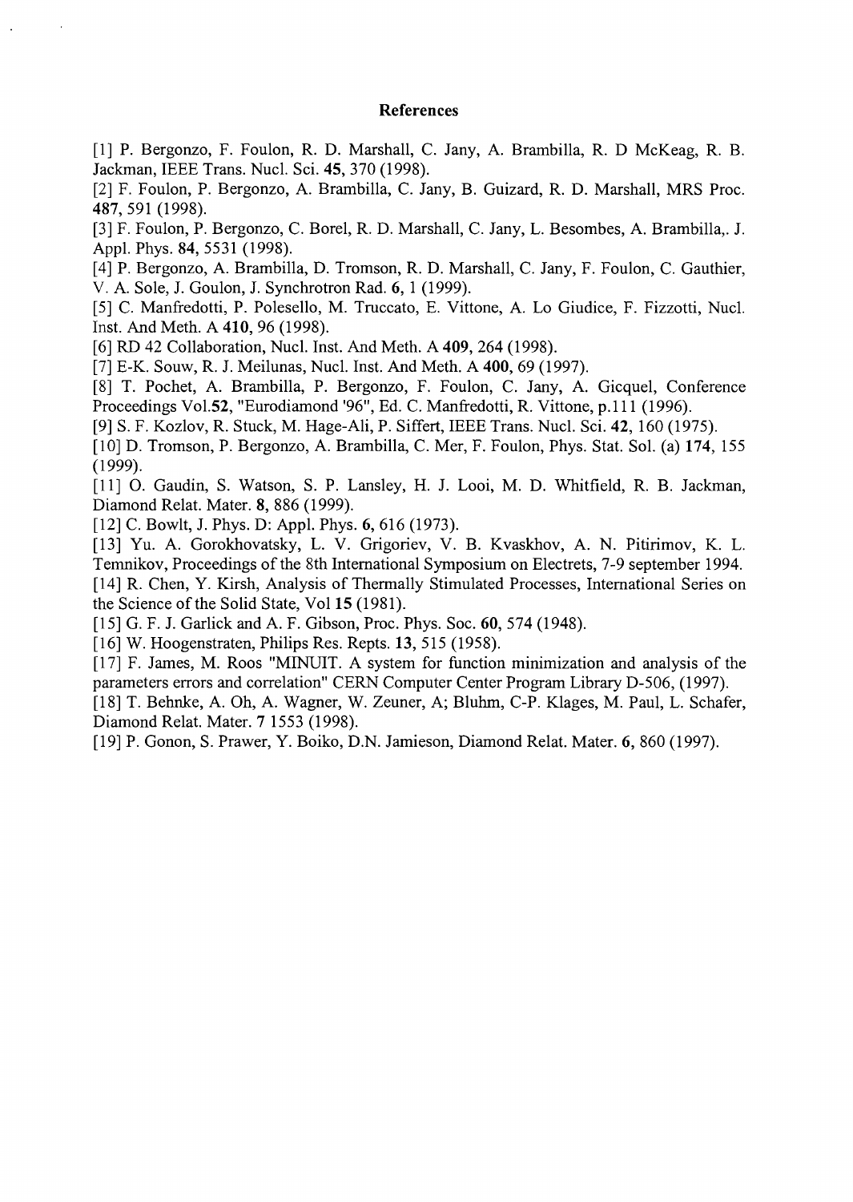## References

[1] P. Bergonzo, F. Foulon, R. D. Marshall, C. Jany, A. Brambilla, R. D McKeag, R. B. Jackman, IEEE Trans. Nucl. Sci. **45**, 370 (1998).

[2] F. Foulon, P. Bergonzo, A. Brambilla, C. Jany, B. Guizard, R. D. Marshall, MRS Proc. **487**, 591 (1998).

[3] F. Foulon, P. Bergonzo, C. Borel, R. D. Marshall, C. Jany, L. Besombes, A. Brambilla,. J. Appl. Phys. **84**, 5531 (1998).

[4] P. Bergonzo, A. Brambilla, D. Tromson, R. D. Marshall, C. Jany, F. Foulon, C. Gauthier, V. A. Sole, J. Goulon, J. Synchrotron Rad. **6**, 1 (1999).

[5] C. Manfredotti, P. Polesello, M. Truccato, E. Vittone, A. Lo Giudice, F. Fizzotti, Nucl. Inst. And Meth. A **410**, 96 (1998).

[6] RD 42 Collaboration, Nucl. Inst. And Meth. A **409**, 264 (1998).

[7] E-K. Souw, R. J. Meilunas, Nucl. Inst. And Meth. A **400**, 69 (1997).

[8] T. Pochet, A. Brambilla, P. Bergonzo, F. Foulon, C. Jany, A. Gicquel, Conference Proceedings Vol.**52**, "Eurodiamond '96", Ed. C. Manfredotti, R. Vittone, p.111 (1996).

[9] S. F. Kozlov, R. Stuck, M. Hage-Ali, P. Siffert, IEEE Trans. Nucl. Sci. **42**, 160 (1975).

[10] D. Tromson, P. Bergonzo, A. Brambilla, C. Mer, F. Foulon, Phys. Stat. Sol. (a) **174**, 155 (1999).

[11] O. Gaudin, S. Watson, S. P. Lansley, H. J. Looi, M. D. Whitfield, R. B. Jackman, Diamond Relat. Mater. **8**, 886 (1999).

[12] C. Bowlt, J. Phys. D: Appl. Phys. **6**, 616 (1973).

[13] Yu. A. Gorokhovatsky, L. V. Grigoriev, V. B. Kvaskhov, A. N. Pitirimov, K. L. Temnikov, Proceedings of the 8th International Symposium on Electrets, 7-9 september 1994.

[14] R. Chen, Y. Kirsh, Analysis of Thermally Stimulated Processes, International Series on the Science of the Solid State, Vol **15** (1981).

[15] G. F. J. Garlick and A. F. Gibson, Proc. Phys. Soc. **60**, 574 (1948).

[16] W. Hoogenstraten, Philips Res. Repts. **13**, 515 (1958).

[17] F. James, M. Roos "MINUIT. A system for function minimization and analysis of the parameters errors and correlation" CERN Computer Center Program Library D-506, (1997).

[18] T. Behnke, A. Oh, A. Wagner, W. Zeuner, A; Bluhm, C-P. Klages, M. Paul, L. Schafer, Diamond Relat. Mater. **7** 1553 (1998).

[19] P. Gonon, S. Prawer, Y. Boiko, D.N. Jamieson, Diamond Relat. Mater. **6**, 860 (1997).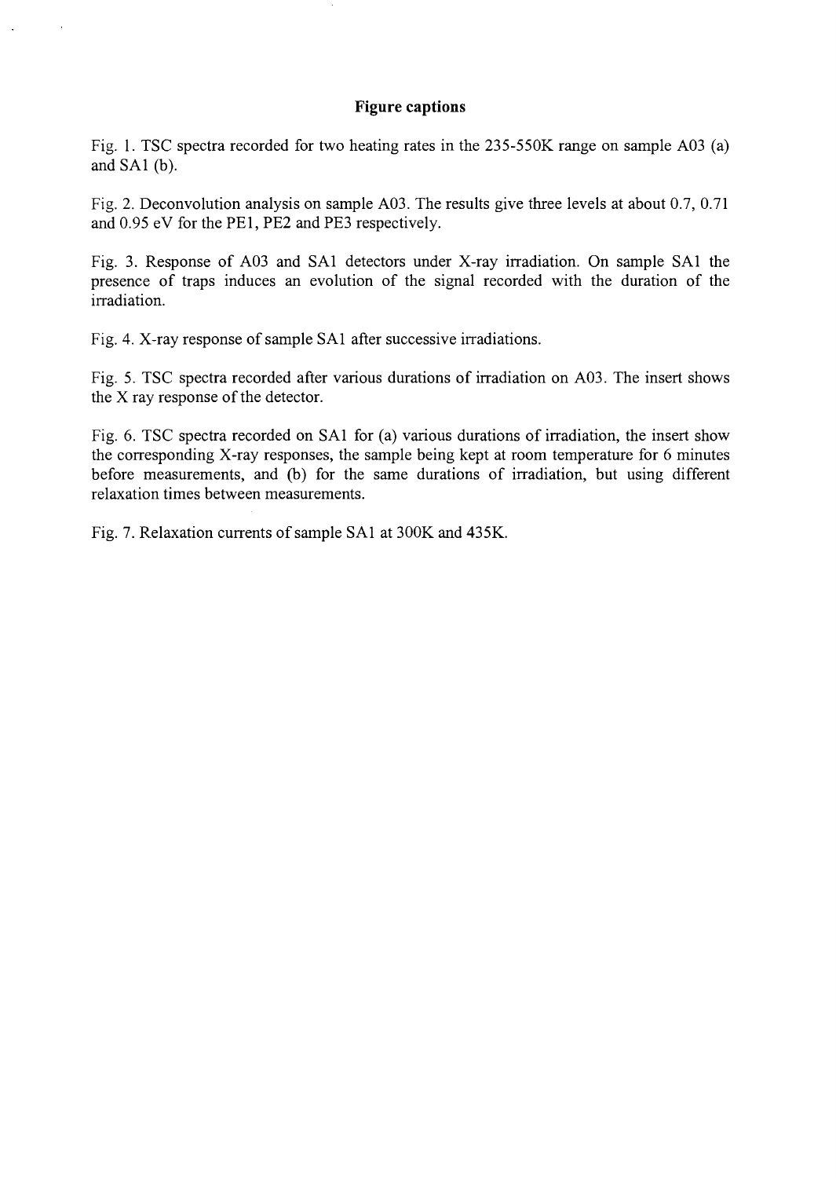## Figure captions

Fig. 1. TSC spectra recorded for two heating rates in the 235-550K range on sample A03 (a) and SA1 (b).

Fig. 2. Deconvolution analysis on sample A03. The results give three levels at about 0.7, 0.71 and 0.95 eV for the PE1, PE2 and PE3 respectively.

Fig. 3. Response of A03 and SA1 detectors under X-ray irradiation. On sample SA1 the presence of traps induces an evolution of the signal recorded with the duration of the irradiation.

Fig. 4. X-ray response of sample SA1 after successive irradiations.

Fig. 5. TSC spectra recorded after various durations of irradiation on A03. The insert shows the X ray response of the detector.

Fig. 6. TSC spectra recorded on SA1 for (a) various durations of irradiation, the insert show the corresponding X-ray responses, the sample being kept at room temperature for 6 minutes before measurements, and (b) for the same durations of irradiation, but using different relaxation times between measurements.

Fig. 7. Relaxation currents of sample SA1 at 300K and 435K.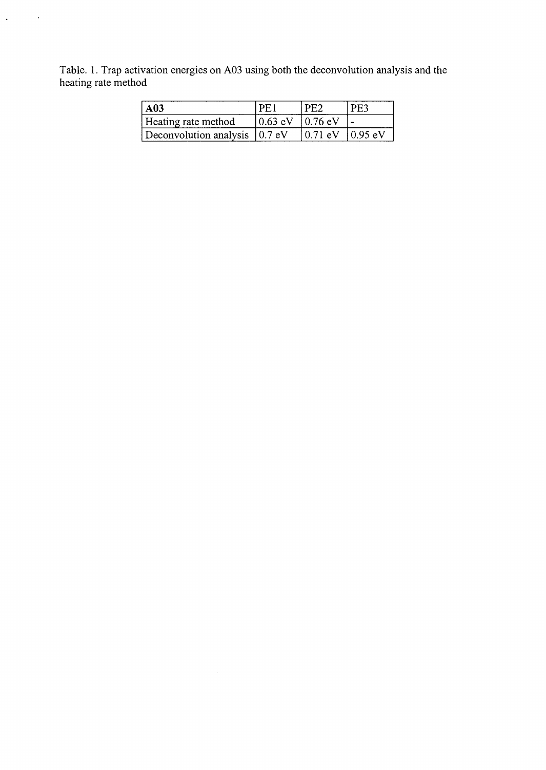Table. 1. Trap activation energies on A03 using both the deconvolution analysis and the heating rate method

| **A03** | PE1 | PE2 | PE3 |
|---|---|---|---|
| Heating rate method | 0.63 eV | 0.76 eV | - |
| Deconvolution analysis | 0.7 eV | 0.71 eV | 0.95 eV |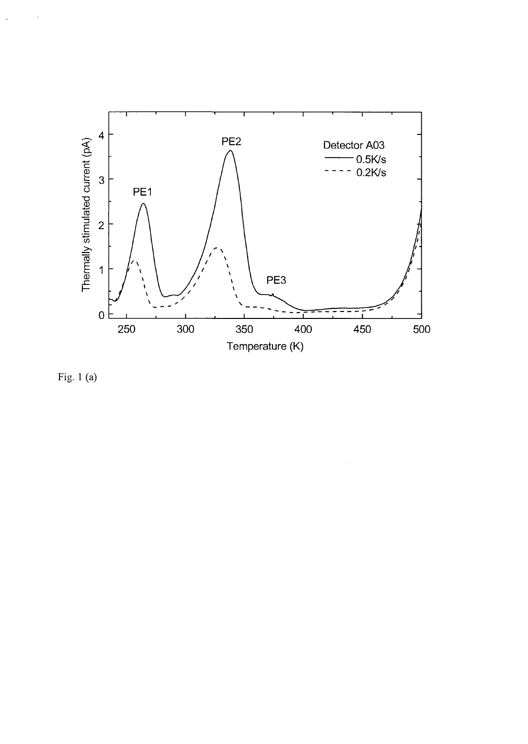Fig. 1 (a)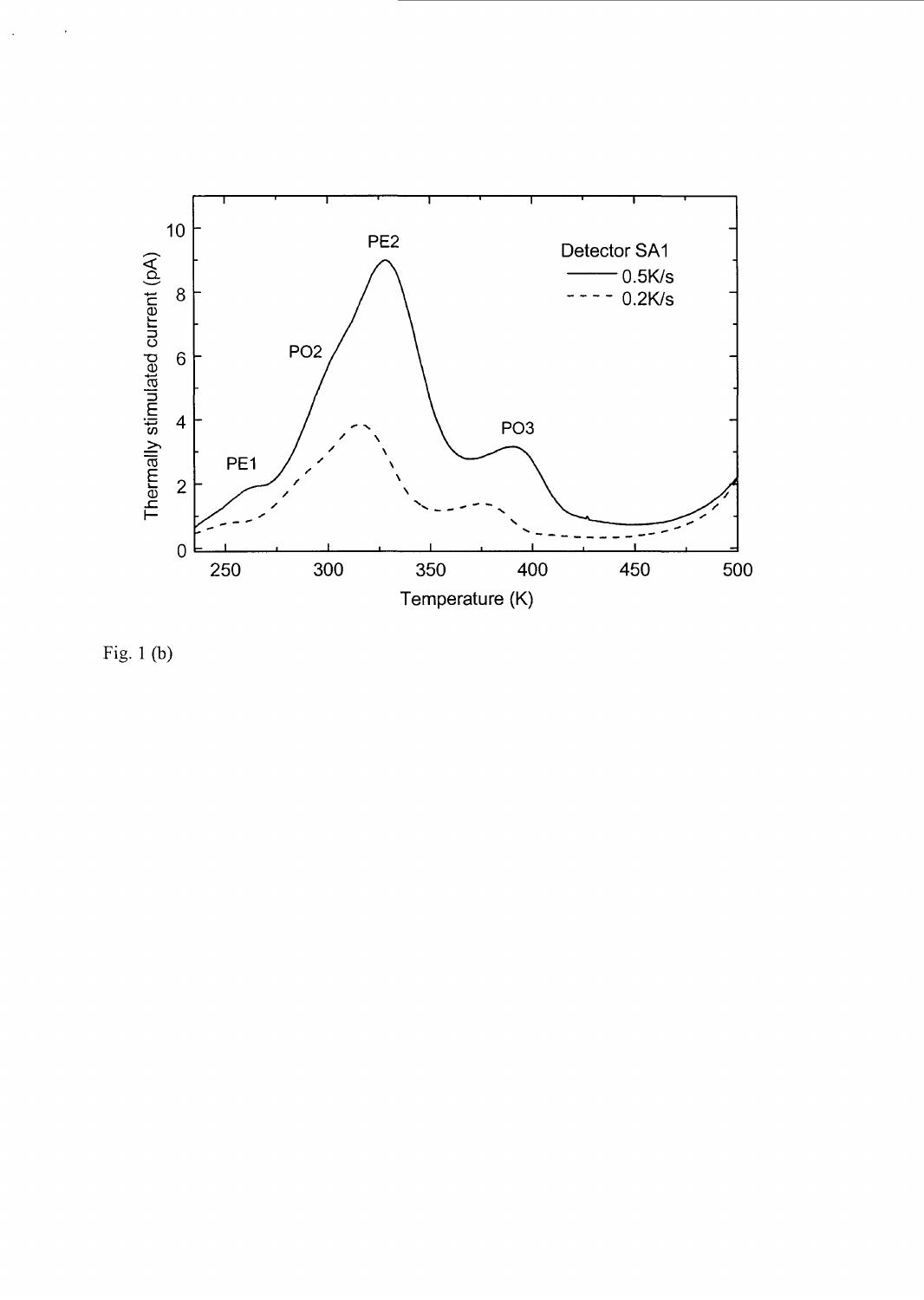Fig. 1 (b)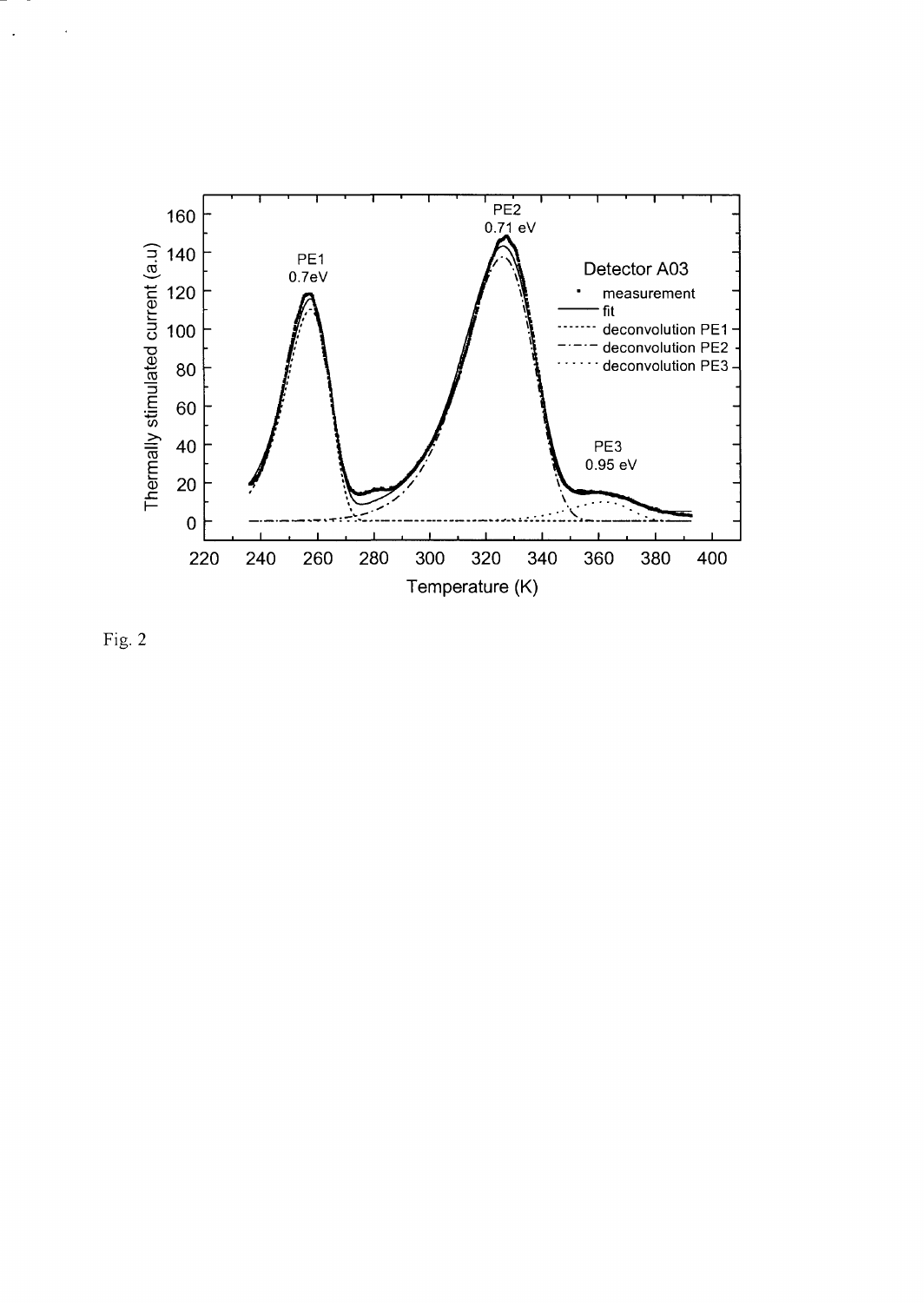Fig. 2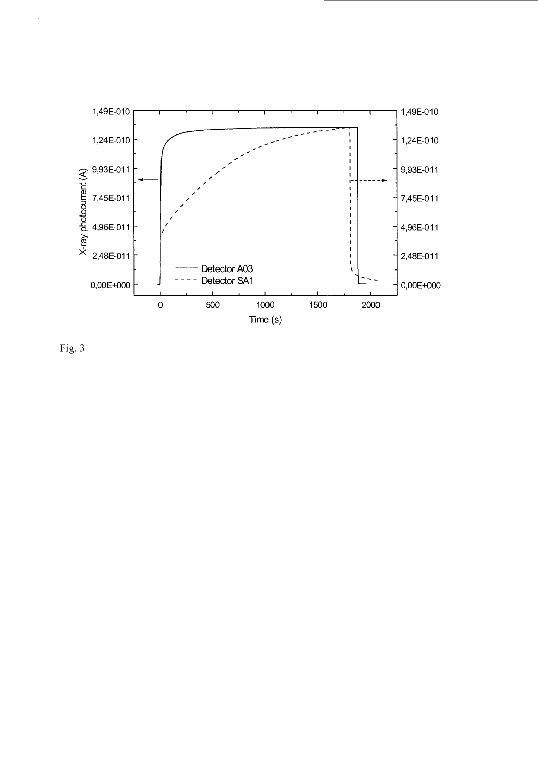Fig. 3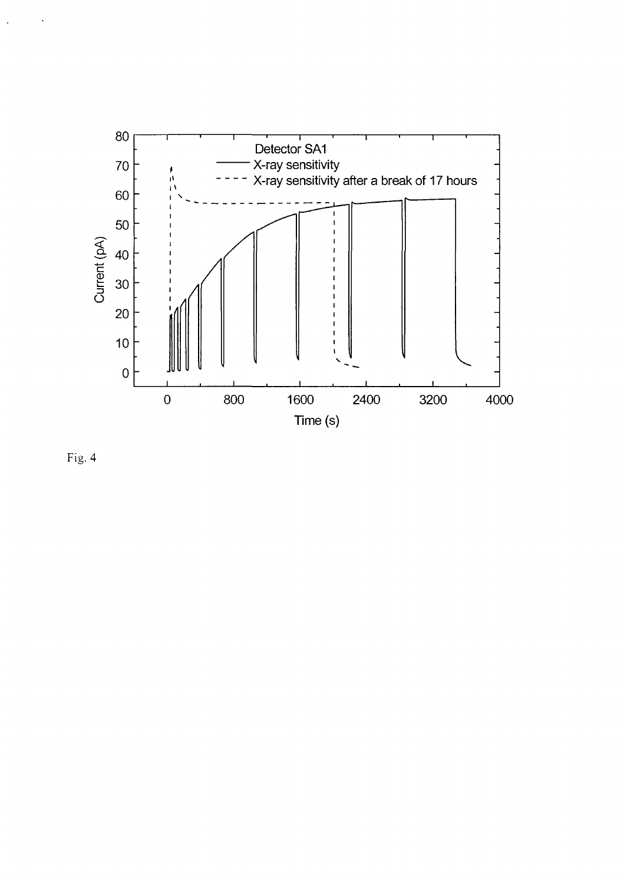Fig. 4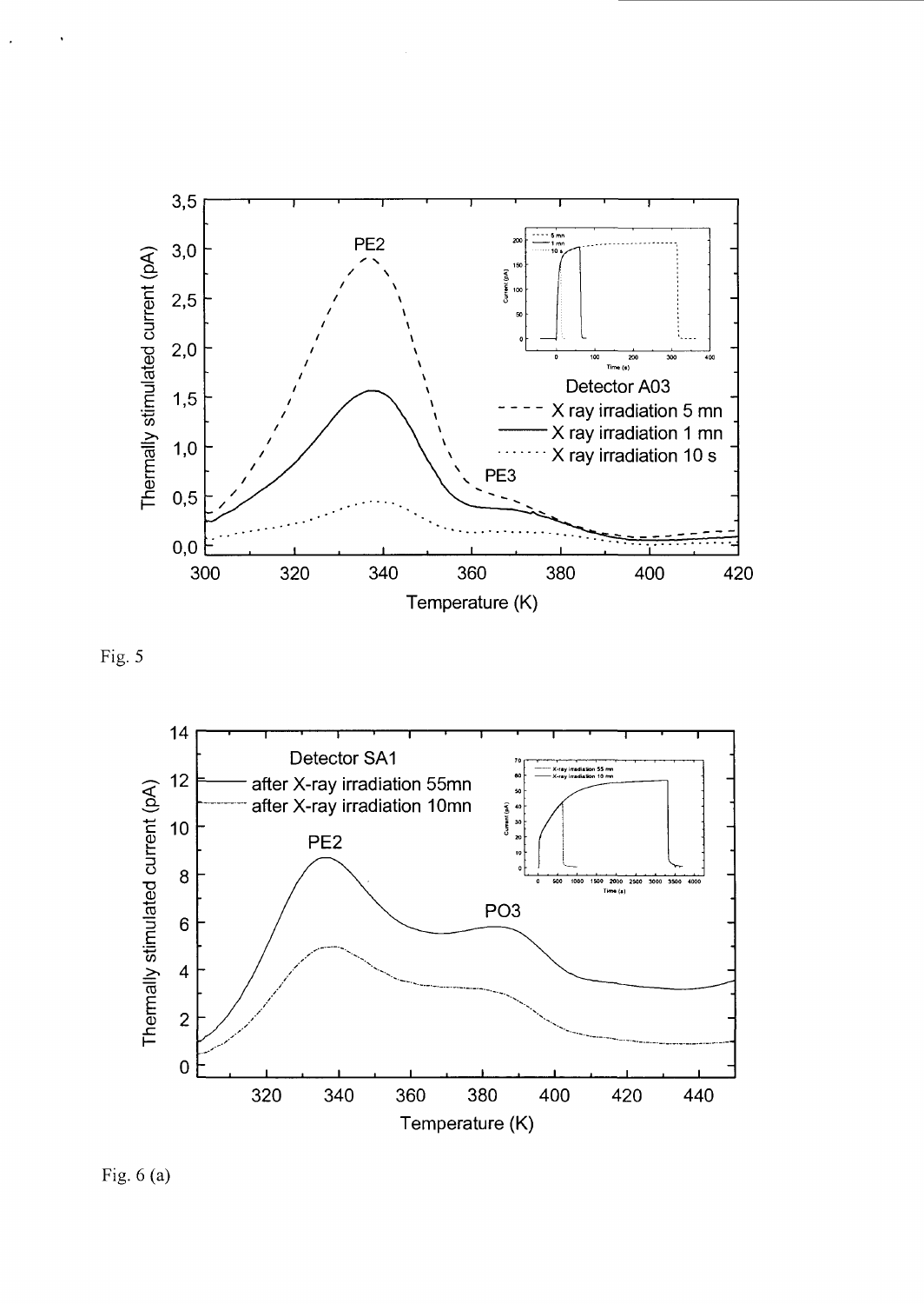Fig. 5

Fig. 6 (a)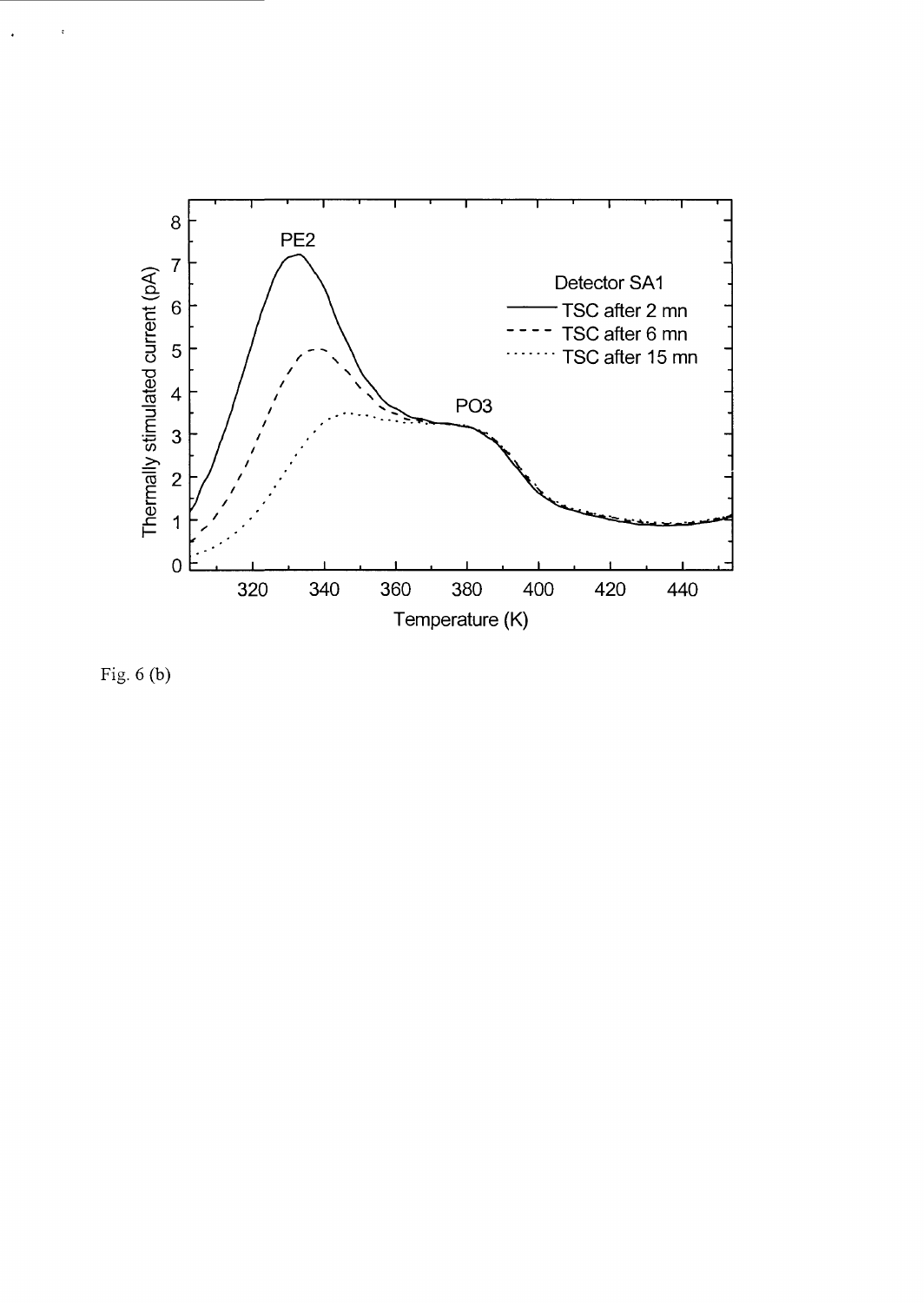Fig. 6 (b)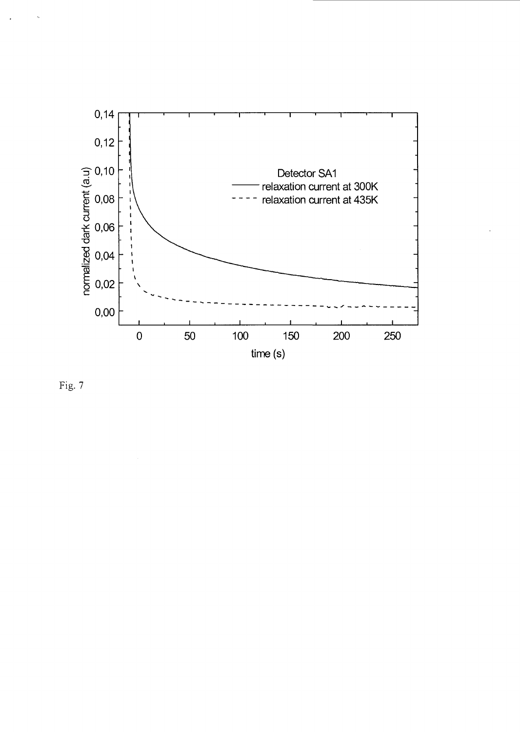0,14

0,12

0,10

0,08

0,06

0,04

0,02

0,00

normalized dark current (a.u)

Detector SA1

relaxation current at 300K

relaxation current at 435K

0

50

100

150

200

250

time (s)

Fig. 7